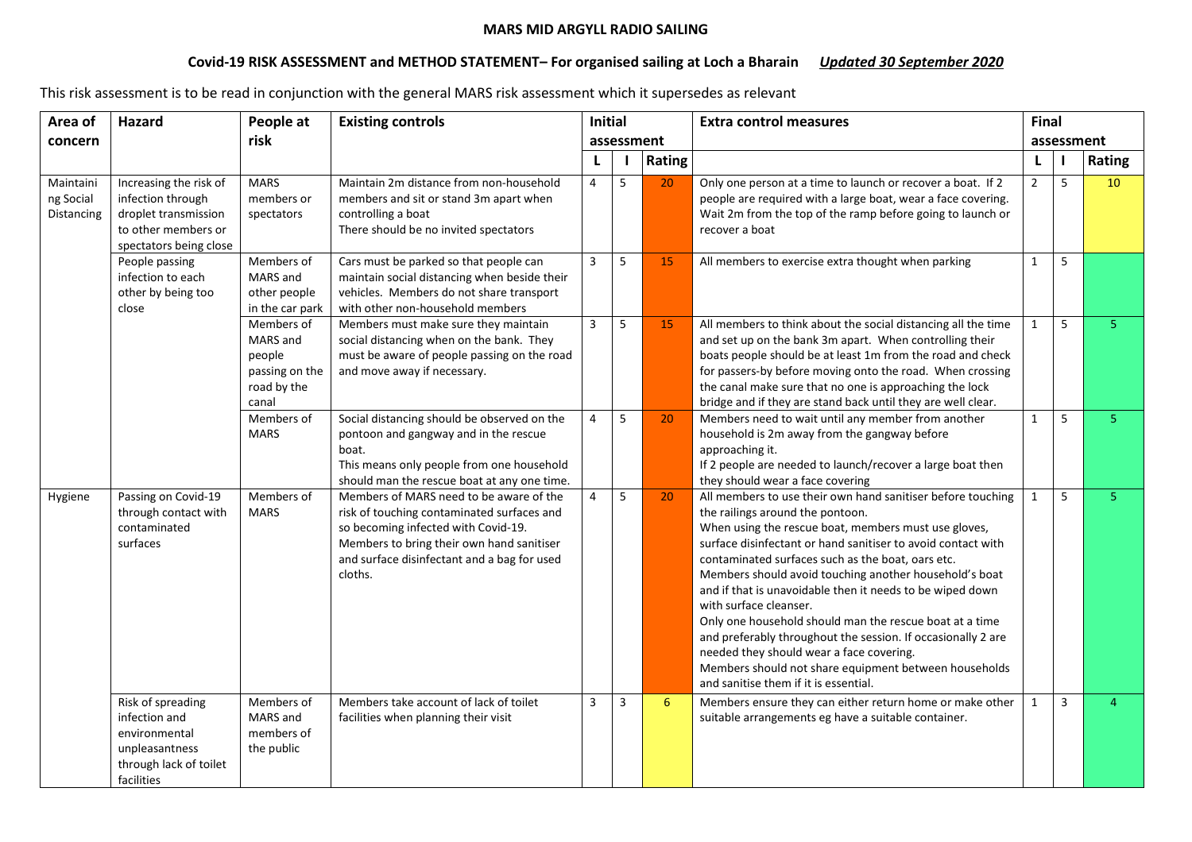# MARS MID ARGYLL RADIO SAILING

## Covid-19 RISK ASSESSMENT and METHOD STATEMENT– For organised sailing at Loch a Bharain *Updated 30 September 2020*

This risk assessment is to be read in conjunction with the general MARS risk assessment which it supersedes as relevant

| Area of concern | Hazard | People at risk | Existing controls | Initial assessment | | | Extra control measures | Final assessment | | |
|---|---|---|---|---|---|---|---|---|---|---|
| | | | | L | I | Rating | | L | I | Rating |
| Maintaining Social Distancing | Increasing the risk of infection through droplet transmission to other members or spectators being close | MARS members or spectators | Maintain 2m distance from non-household members and sit or stand 3m apart when controlling a boat<br>There should be no invited spectators | 4 | 5 | 20 | Only one person at a time to launch or recover a boat. If 2 people are required with a large boat, wear a face covering. Wait 2m from the top of the ramp before going to launch or recover a boat | 2 | 5 | 10 |
| | People passing infection to each other by being too close | Members of MARS and other people in the car park | Cars must be parked so that people can maintain social distancing when beside their vehicles. Members do not share transport with other non-household members | 3 | 5 | 15 | All members to exercise extra thought when parking | 1 | 5 | |
| | | Members of MARS and people passing on the road by the canal | Members must make sure they maintain social distancing when on the bank. They must be aware of people passing on the road and move away if necessary. | 3 | 5 | 15 | All members to think about the social distancing all the time and set up on the bank 3m apart. When controlling their boats people should be at least 1m from the road and check for passers-by before moving onto the road. When crossing the canal make sure that no one is approaching the lock bridge and if they are stand back until they are well clear. | 1 | 5 | 5 |
| | | Members of MARS | Social distancing should be observed on the pontoon and gangway and in the rescue boat.<br>This means only people from one household should man the rescue boat at any one time. | 4 | 5 | 20 | Members need to wait until any member from another household is 2m away from the gangway before approaching it.<br>If 2 people are needed to launch/recover a large boat then they should wear a face covering | 1 | 5 | 5 |
| Hygiene | Passing on Covid-19 through contact with contaminated surfaces | Members of MARS | Members of MARS need to be aware of the risk of touching contaminated surfaces and so becoming infected with Covid-19.<br>Members to bring their own hand sanitiser and surface disinfectant and a bag for used cloths. | 4 | 5 | 20 | All members to use their own hand sanitiser before touching the railings around the pontoon.<br>When using the rescue boat, members must use gloves, surface disinfectant or hand sanitiser to avoid contact with contaminated surfaces such as the boat, oars etc.<br>Members should avoid touching another household's boat and if that is unavoidable then it needs to be wiped down with surface cleanser.<br>Only one household should man the rescue boat at a time and preferably throughout the session. If occasionally 2 are needed they should wear a face covering.<br>Members should not share equipment between households and sanitise them if it is essential. | 1 | 5 | 5 |
| | Risk of spreading infection and environmental unpleasantness through lack of toilet facilities | Members of MARS and members of the public | Members take account of lack of toilet facilities when planning their visit | 3 | 3 | 6 | Members ensure they can either return home or make other suitable arrangements eg have a suitable container. | 1 | 3 | 4 |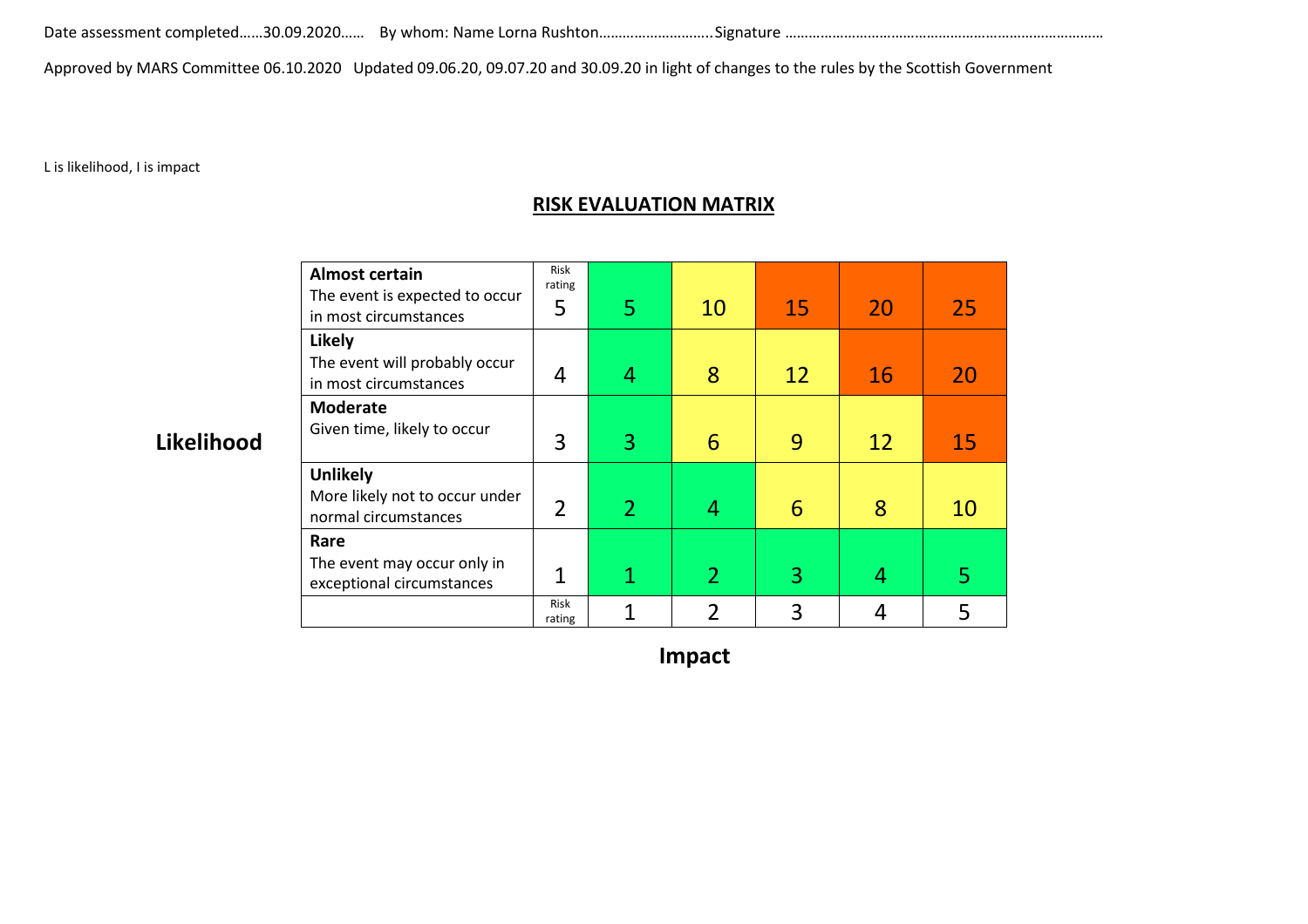Date assessment completed……30.09.2020…… By whom: Name Lorna Rushton………………………..Signature ……………………………………………………………………

Approved by MARS Committee 06.10.2020 Updated 09.06.20, 09.07.20 and 30.09.20 in light of changes to the rules by the Scottish Government

L is likelihood, I is impact

## **RISK EVALUATION MATRIX**

**Likelihood**

| | Risk rating | | | | | |
|---|---|---|---|---|---|---|
| **Almost certain** The event is expected to occur in most circumstances | 5 | 5 | 10 | 15 | 20 | 25 |
| **Likely** The event will probably occur in most circumstances | 4 | 4 | 8 | 12 | 16 | 20 |
| **Moderate** Given time, likely to occur | 3 | 3 | 6 | 9 | 12 | 15 |
| **Unlikely** More likely not to occur under normal circumstances | 2 | 2 | 4 | 6 | 8 | 10 |
| **Rare** The event may occur only in exceptional circumstances | 1 | 1 | 2 | 3 | 4 | 5 |
| | Risk rating | 1 | 2 | 3 | 4 | 5 |

**Impact**